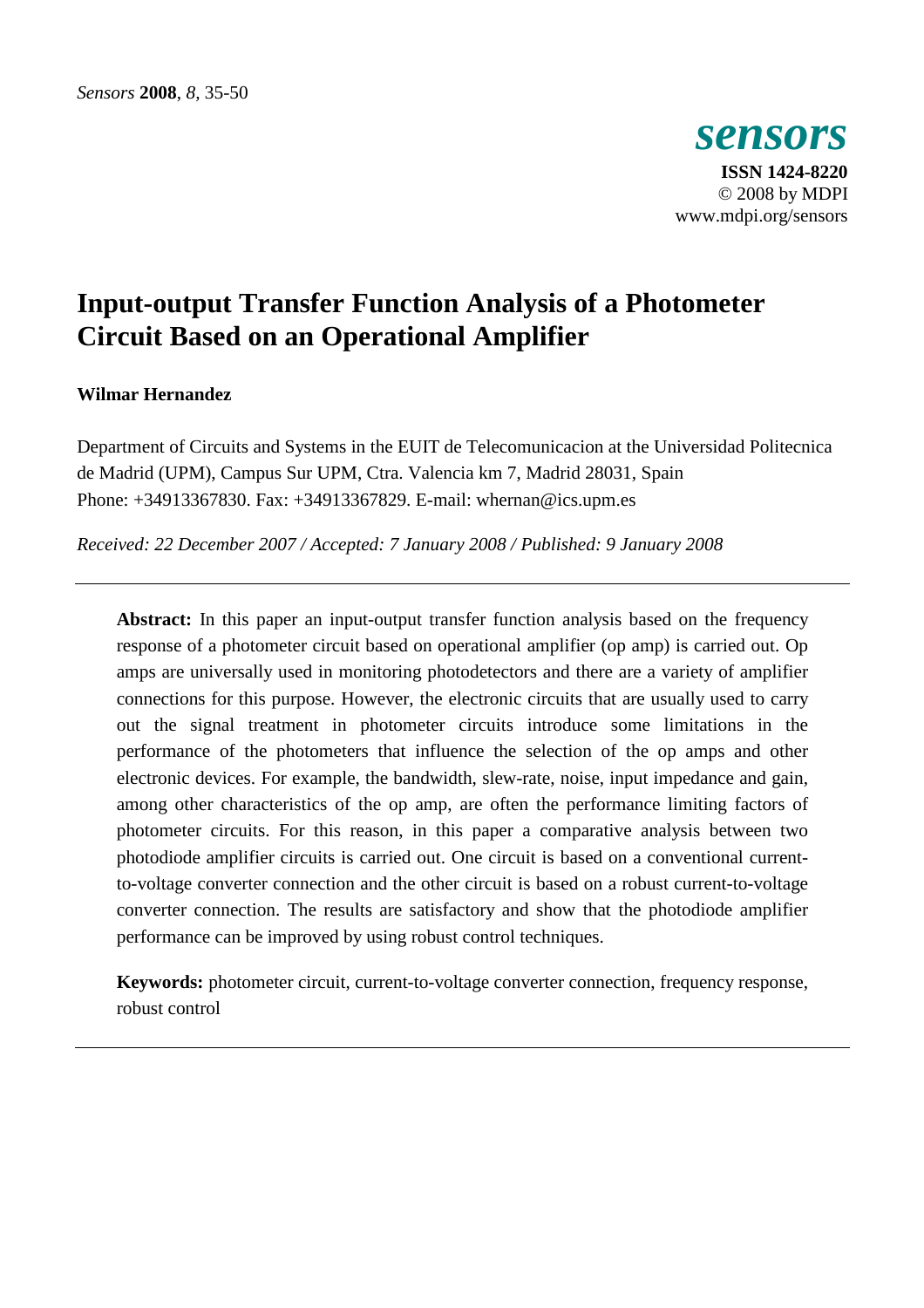# Input-output Transfer Function Analysis of a Photometer Circuit Based on an Operational Amplifier

**Wilmar Hernandez**

Department of Circuits and Systems in the EUIT de Telecomunicacion at the Universidad Politecnica de Madrid (UPM), Campus Sur UPM, Ctra. Valencia km 7, Madrid 28031, Spain
Phone: +34913367830. Fax: +34913367829. E-mail: whernan@ics.upm.es

*Received: 22 December 2007 / Accepted: 7 January 2008 / Published: 9 January 2008*

---

**Abstract:** In this paper an input-output transfer function analysis based on the frequency response of a photometer circuit based on operational amplifier (op amp) is carried out. Op amps are universally used in monitoring photodetectors and there are a variety of amplifier connections for this purpose. However, the electronic circuits that are usually used to carry out the signal treatment in photometer circuits introduce some limitations in the performance of the photometers that influence the selection of the op amps and other electronic devices. For example, the bandwidth, slew-rate, noise, input impedance and gain, among other characteristics of the op amp, are often the performance limiting factors of photometer circuits. For this reason, in this paper a comparative analysis between two photodiode amplifier circuits is carried out. One circuit is based on a conventional current-to-voltage converter connection and the other circuit is based on a robust current-to-voltage converter connection. The results are satisfactory and show that the photodiode amplifier performance can be improved by using robust control techniques.

**Keywords:** photometer circuit, current-to-voltage converter connection, frequency response, robust control

---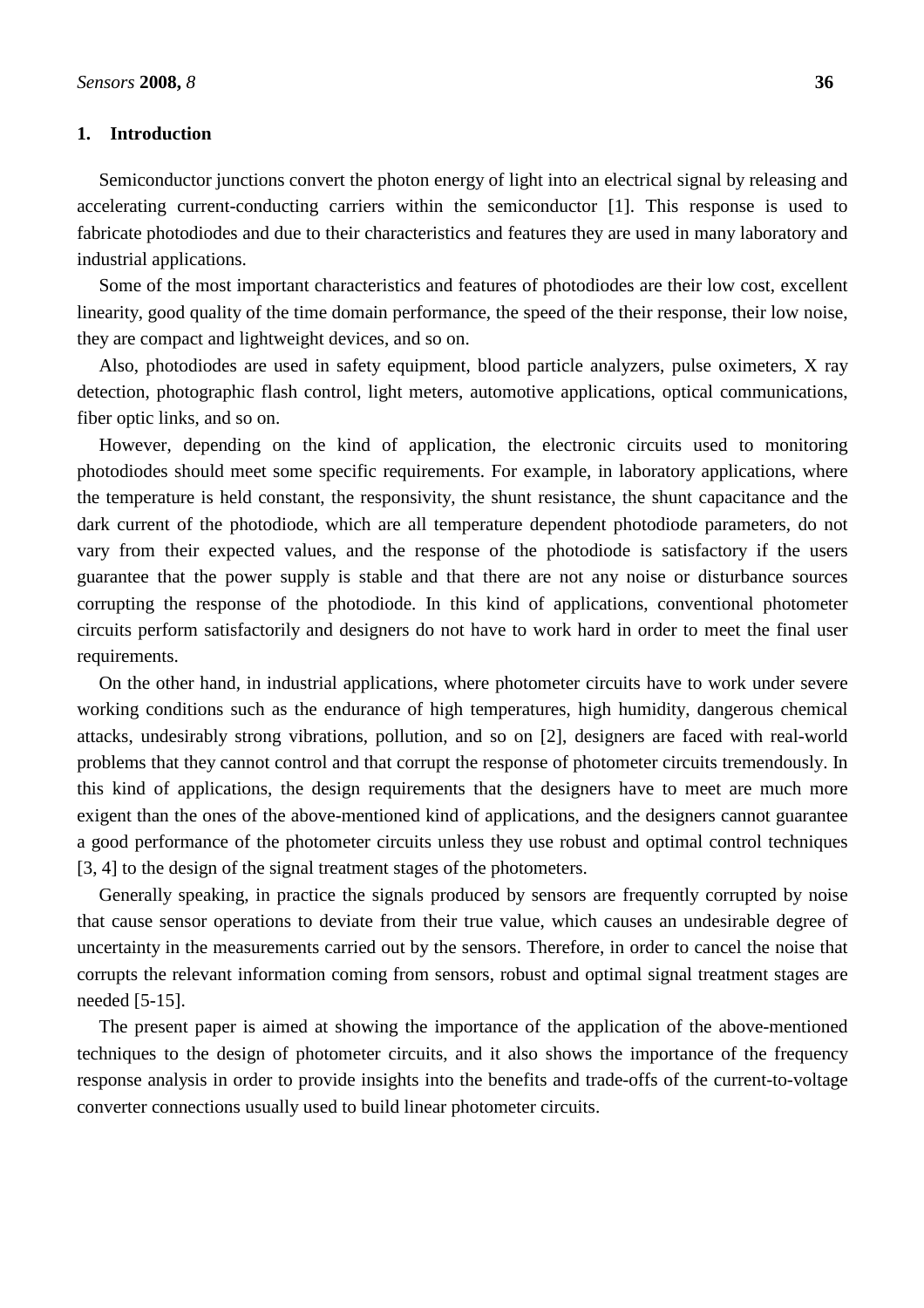## 1. Introduction

Semiconductor junctions convert the photon energy of light into an electrical signal by releasing and accelerating current-conducting carriers within the semiconductor [1]. This response is used to fabricate photodiodes and due to their characteristics and features they are used in many laboratory and industrial applications.

Some of the most important characteristics and features of photodiodes are their low cost, excellent linearity, good quality of the time domain performance, the speed of the their response, their low noise, they are compact and lightweight devices, and so on.

Also, photodiodes are used in safety equipment, blood particle analyzers, pulse oximeters, X ray detection, photographic flash control, light meters, automotive applications, optical communications, fiber optic links, and so on.

However, depending on the kind of application, the electronic circuits used to monitoring photodiodes should meet some specific requirements. For example, in laboratory applications, where the temperature is held constant, the responsivity, the shunt resistance, the shunt capacitance and the dark current of the photodiode, which are all temperature dependent photodiode parameters, do not vary from their expected values, and the response of the photodiode is satisfactory if the users guarantee that the power supply is stable and that there are not any noise or disturbance sources corrupting the response of the photodiode. In this kind of applications, conventional photometer circuits perform satisfactorily and designers do not have to work hard in order to meet the final user requirements.

On the other hand, in industrial applications, where photometer circuits have to work under severe working conditions such as the endurance of high temperatures, high humidity, dangerous chemical attacks, undesirably strong vibrations, pollution, and so on [2], designers are faced with real-world problems that they cannot control and that corrupt the response of photometer circuits tremendously. In this kind of applications, the design requirements that the designers have to meet are much more exigent than the ones of the above-mentioned kind of applications, and the designers cannot guarantee a good performance of the photometer circuits unless they use robust and optimal control techniques [3, 4] to the design of the signal treatment stages of the photometers.

Generally speaking, in practice the signals produced by sensors are frequently corrupted by noise that cause sensor operations to deviate from their true value, which causes an undesirable degree of uncertainty in the measurements carried out by the sensors. Therefore, in order to cancel the noise that corrupts the relevant information coming from sensors, robust and optimal signal treatment stages are needed [5-15].

The present paper is aimed at showing the importance of the application of the above-mentioned techniques to the design of photometer circuits, and it also shows the importance of the frequency response analysis in order to provide insights into the benefits and trade-offs of the current-to-voltage converter connections usually used to build linear photometer circuits.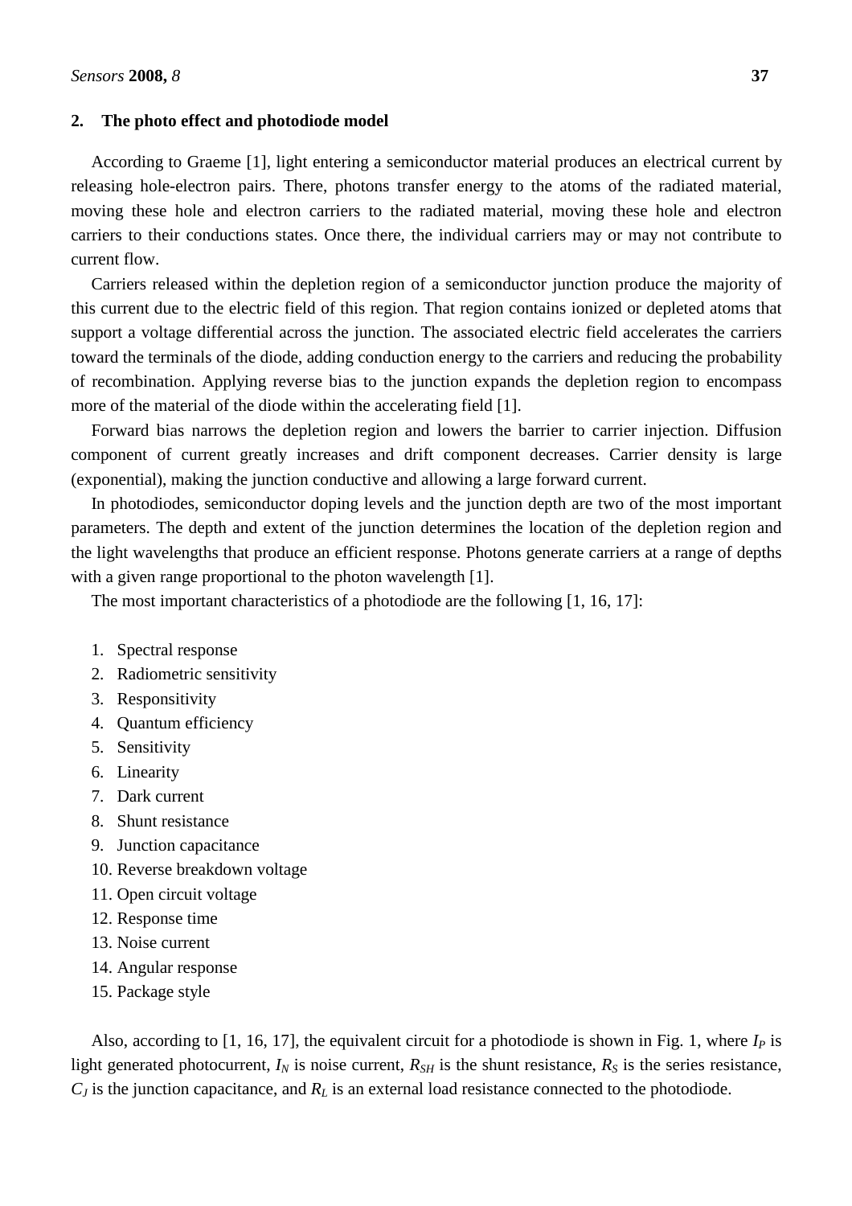## 2. The photo effect and photodiode model

According to Graeme [1], light entering a semiconductor material produces an electrical current by releasing hole-electron pairs. There, photons transfer energy to the atoms of the radiated material, moving these hole and electron carriers to the radiated material, moving these hole and electron carriers to their conductions states. Once there, the individual carriers may or may not contribute to current flow.

Carriers released within the depletion region of a semiconductor junction produce the majority of this current due to the electric field of this region. That region contains ionized or depleted atoms that support a voltage differential across the junction. The associated electric field accelerates the carriers toward the terminals of the diode, adding conduction energy to the carriers and reducing the probability of recombination. Applying reverse bias to the junction expands the depletion region to encompass more of the material of the diode within the accelerating field [1].

Forward bias narrows the depletion region and lowers the barrier to carrier injection. Diffusion component of current greatly increases and drift component decreases. Carrier density is large (exponential), making the junction conductive and allowing a large forward current.

In photodiodes, semiconductor doping levels and the junction depth are two of the most important parameters. The depth and extent of the junction determines the location of the depletion region and the light wavelengths that produce an efficient response. Photons generate carriers at a range of depths with a given range proportional to the photon wavelength [1].

The most important characteristics of a photodiode are the following [1, 16, 17]:

1. Spectral response
2. Radiometric sensitivity
3. Responsitivity
4. Quantum efficiency
5. Sensitivity
6. Linearity
7. Dark current
8. Shunt resistance
9. Junction capacitance
10. Reverse breakdown voltage
11. Open circuit voltage
12. Response time
13. Noise current
14. Angular response
15. Package style

Also, according to [1, 16, 17], the equivalent circuit for a photodiode is shown in Fig. 1, where $I_P$ is light generated photocurrent, $I_N$ is noise current, $R_{SH}$ is the shunt resistance, $R_S$ is the series resistance, $C_J$ is the junction capacitance, and $R_L$ is an external load resistance connected to the photodiode.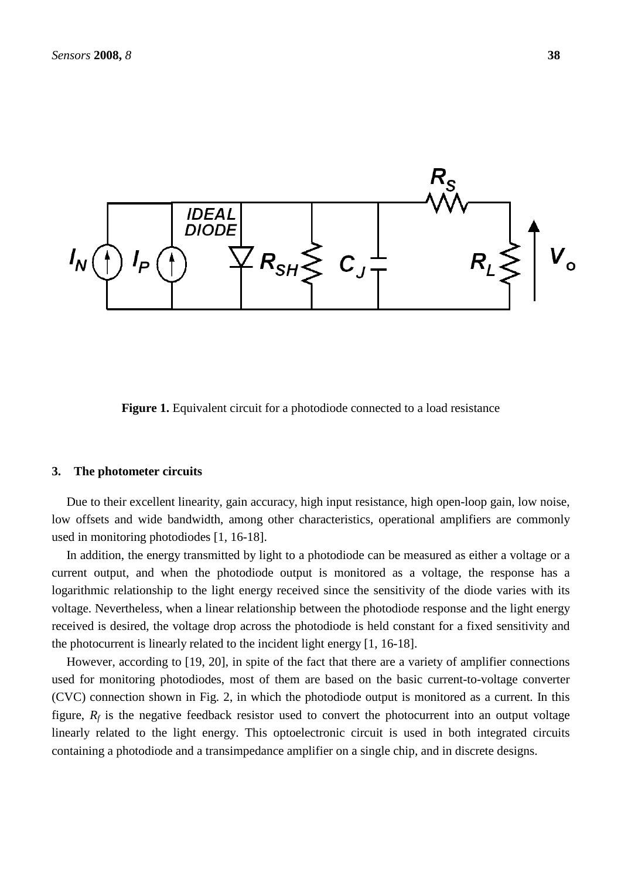**Figure 1.** Equivalent circuit for a photodiode connected to a load resistance

## 3. The photometer circuits

Due to their excellent linearity, gain accuracy, high input resistance, high open-loop gain, low noise, low offsets and wide bandwidth, among other characteristics, operational amplifiers are commonly used in monitoring photodiodes [1, 16-18].

In addition, the energy transmitted by light to a photodiode can be measured as either a voltage or a current output, and when the photodiode output is monitored as a voltage, the response has a logarithmic relationship to the light energy received since the sensitivity of the diode varies with its voltage. Nevertheless, when a linear relationship between the photodiode response and the light energy received is desired, the voltage drop across the photodiode is held constant for a fixed sensitivity and the photocurrent is linearly related to the incident light energy [1, 16-18].

However, according to [19, 20], in spite of the fact that there are a variety of amplifier connections used for monitoring photodiodes, most of them are based on the basic current-to-voltage converter (CVC) connection shown in Fig. 2, in which the photodiode output is monitored as a current. In this figure, $R_f$ is the negative feedback resistor used to convert the photocurrent into an output voltage linearly related to the light energy. This optoelectronic circuit is used in both integrated circuits containing a photodiode and a transimpedance amplifier on a single chip, and in discrete designs.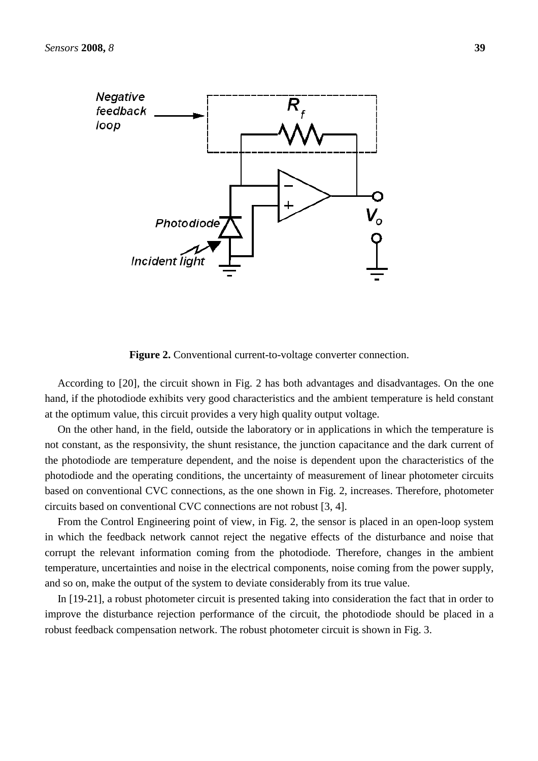**Figure 2.** Conventional current-to-voltage converter connection.

According to [20], the circuit shown in Fig. 2 has both advantages and disadvantages. On the one hand, if the photodiode exhibits very good characteristics and the ambient temperature is held constant at the optimum value, this circuit provides a very high quality output voltage.

On the other hand, in the field, outside the laboratory or in applications in which the temperature is not constant, as the responsivity, the shunt resistance, the junction capacitance and the dark current of the photodiode are temperature dependent, and the noise is dependent upon the characteristics of the photodiode and the operating conditions, the uncertainty of measurement of linear photometer circuits based on conventional CVC connections, as the one shown in Fig. 2, increases. Therefore, photometer circuits based on conventional CVC connections are not robust [3, 4].

From the Control Engineering point of view, in Fig. 2, the sensor is placed in an open-loop system in which the feedback network cannot reject the negative effects of the disturbance and noise that corrupt the relevant information coming from the photodiode. Therefore, changes in the ambient temperature, uncertainties and noise in the electrical components, noise coming from the power supply, and so on, make the output of the system to deviate considerably from its true value.

In [19-21], a robust photometer circuit is presented taking into consideration the fact that in order to improve the disturbance rejection performance of the circuit, the photodiode should be placed in a robust feedback compensation network. The robust photometer circuit is shown in Fig. 3.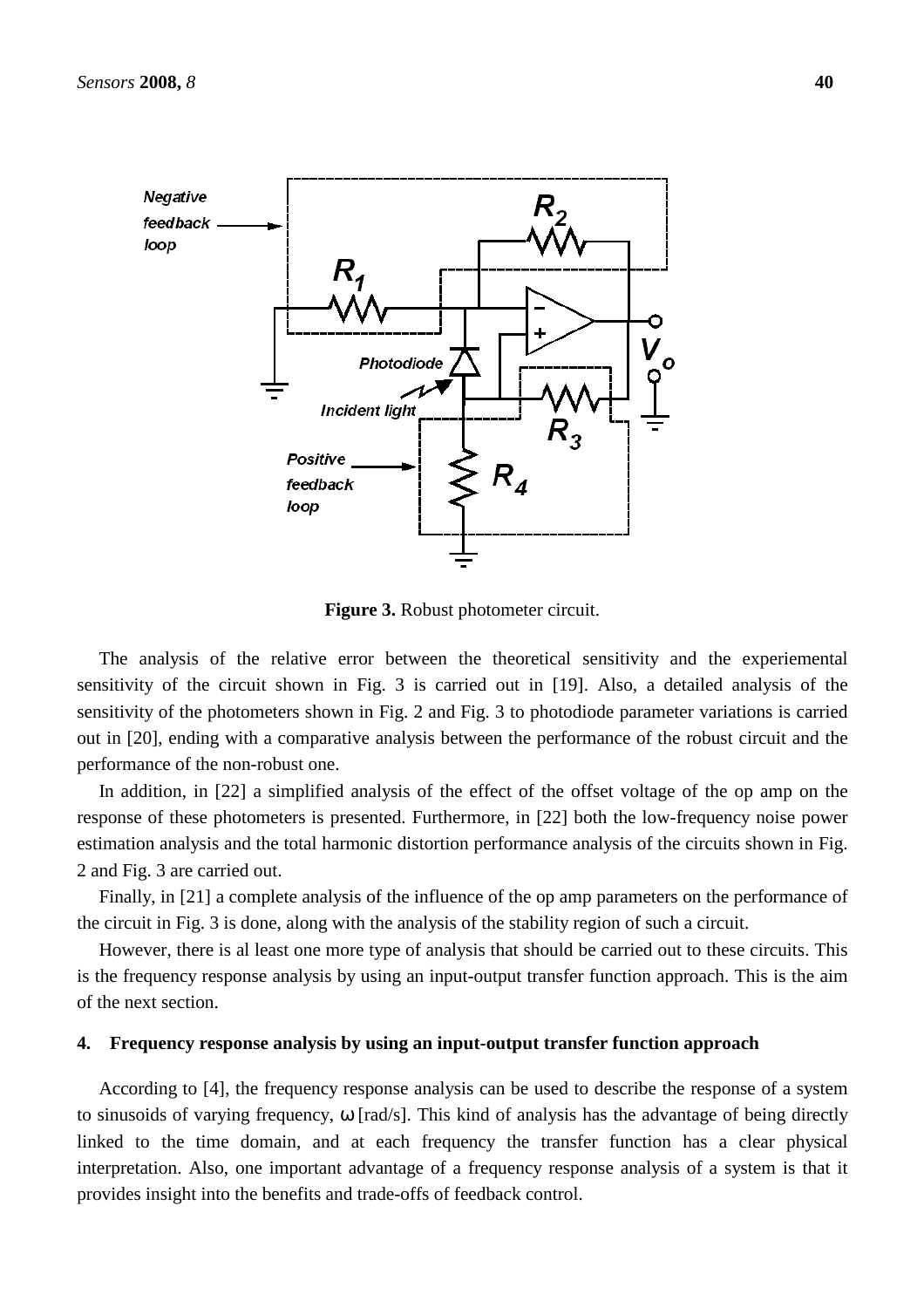**Figure 3.** Robust photometer circuit.

The analysis of the relative error between the theoretical sensitivity and the experiemental sensitivity of the circuit shown in Fig. 3 is carried out in [19]. Also, a detailed analysis of the sensitivity of the photometers shown in Fig. 2 and Fig. 3 to photodiode parameter variations is carried out in [20], ending with a comparative analysis between the performance of the robust circuit and the performance of the non-robust one.

In addition, in [22] a simplified analysis of the effect of the offset voltage of the op amp on the response of these photometers is presented. Furthermore, in [22] both the low-frequency noise power estimation analysis and the total harmonic distortion performance analysis of the circuits shown in Fig. 2 and Fig. 3 are carried out.

Finally, in [21] a complete analysis of the influence of the op amp parameters on the performance of the circuit in Fig. 3 is done, along with the analysis of the stability region of such a circuit.

However, there is al least one more type of analysis that should be carried out to these circuits. This is the frequency response analysis by using an input-output transfer function approach. This is the aim of the next section.

## 4. Frequency response analysis by using an input-output transfer function approach

According to [4], the frequency response analysis can be used to describe the response of a system to sinusoids of varying frequency, $\omega$ [rad/s]. This kind of analysis has the advantage of being directly linked to the time domain, and at each frequency the transfer function has a clear physical interpretation. Also, one important advantage of a frequency response analysis of a system is that it provides insight into the benefits and trade-offs of feedback control.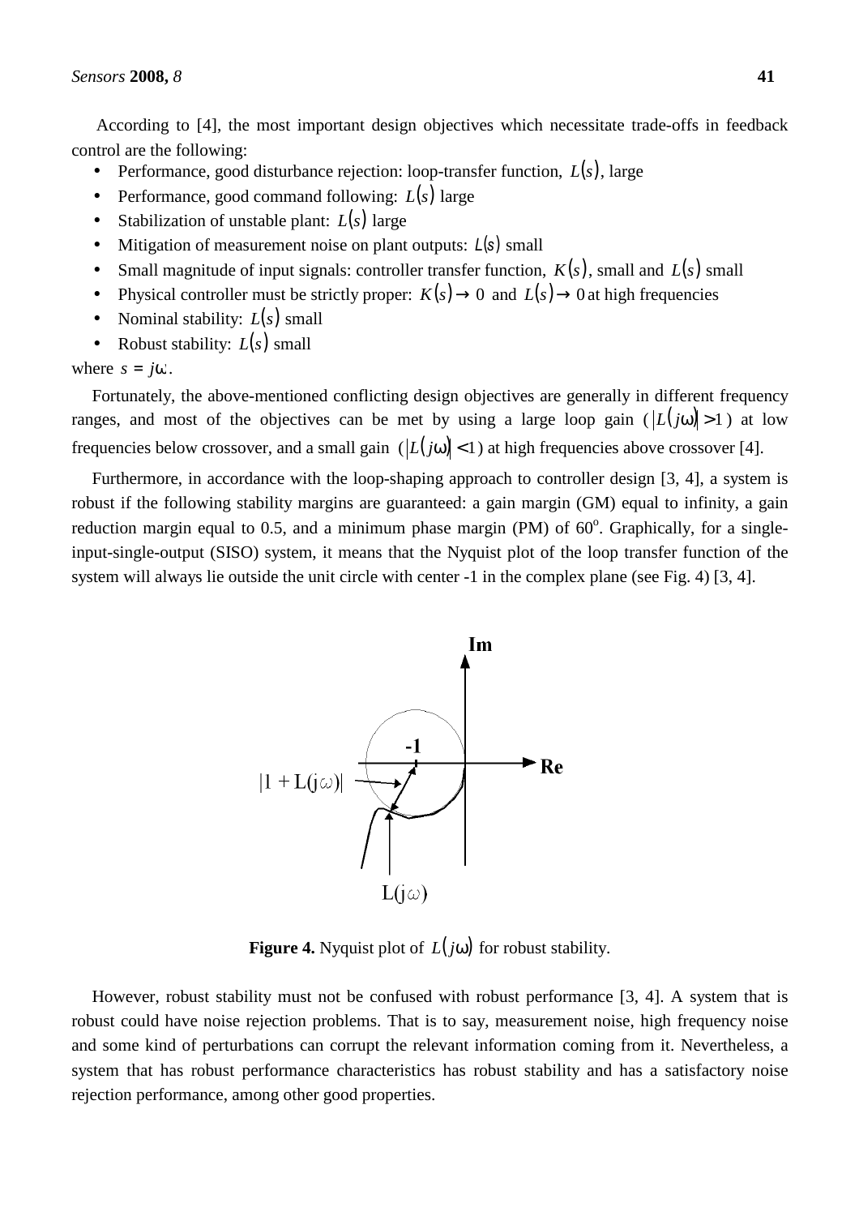According to [4], the most important design objectives which necessitate trade-offs in feedback control are the following:

- Performance, good disturbance rejection: loop-transfer function, $L(s)$, large
- Performance, good command following: $L(s)$ large
- Stabilization of unstable plant: $L(s)$ large
- Mitigation of measurement noise on plant outputs: $L(s)$ small
- Small magnitude of input signals: controller transfer function, $K(s)$, small and $L(s)$ small
- Physical controller must be strictly proper: $K(s) \to 0$ and $L(s) \to 0$ at high frequencies
- Nominal stability: $L(s)$ small
- Robust stability: $L(s)$ small

where $s = j\omega$.

Fortunately, the above-mentioned conflicting design objectives are generally in different frequency ranges, and most of the objectives can be met by using a large loop gain ($|L(j\omega)| > 1$) at low frequencies below crossover, and a small gain ($|L(j\omega)| < 1$) at high frequencies above crossover [4].

Furthermore, in accordance with the loop-shaping approach to controller design [3, 4], a system is robust if the following stability margins are guaranteed: a gain margin (GM) equal to infinity, a gain reduction margin equal to 0.5, and a minimum phase margin (PM) of 60°. Graphically, for a single-input-single-output (SISO) system, it means that the Nyquist plot of the loop transfer function of the system will always lie outside the unit circle with center -1 in the complex plane (see Fig. 4) [3, 4].

**Figure 4.** Nyquist plot of $L(j\omega)$ for robust stability.

However, robust stability must not be confused with robust performance [3, 4]. A system that is robust could have noise rejection problems. That is to say, measurement noise, high frequency noise and some kind of perturbations can corrupt the relevant information coming from it. Nevertheless, a system that has robust performance characteristics has robust stability and has a satisfactory noise rejection performance, among other good properties.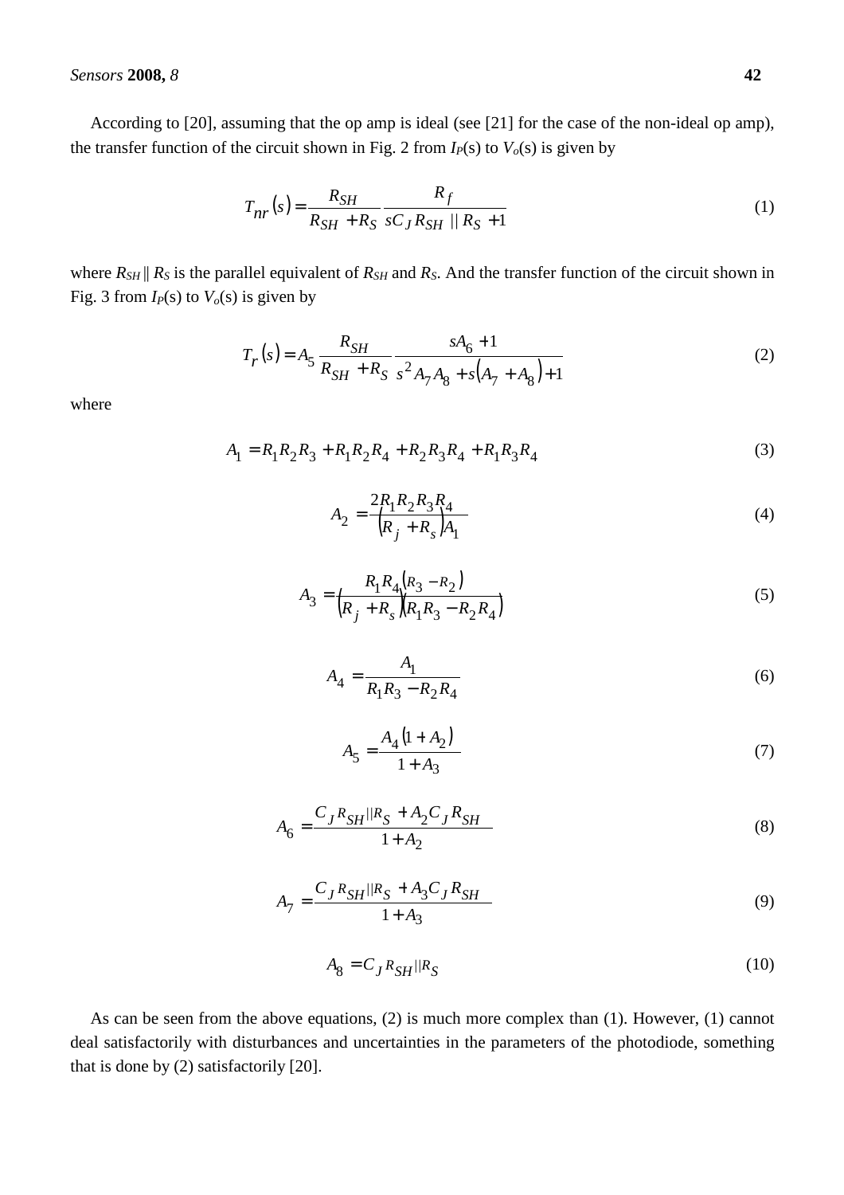According to [20], assuming that the op amp is ideal (see [21] for the case of the non-ideal op amp), the transfer function of the circuit shown in Fig. 2 from $I_P(s)$ to $V_o(s)$ is given by

$$T_{nr}(s) = \frac{R_{SH}}{R_{SH} + R_S} \frac{R_f}{sC_J R_{SH} \parallel R_S + 1} \tag{1}$$

where $R_{SH} \parallel R_S$ is the parallel equivalent of $R_{SH}$ and $R_S$. And the transfer function of the circuit shown in Fig. 3 from $I_P(s)$ to $V_o(s)$ is given by

$$T_r(s) = A_5 \frac{R_{SH}}{R_{SH} + R_S} \frac{sA_6 + 1}{s^2 A_7 A_8 + s(A_7 + A_8) + 1} \tag{2}$$

where

$$A_1 = R_1 R_2 R_3 + R_1 R_2 R_4 + R_2 R_3 R_4 + R_1 R_3 R_4 \tag{3}$$

$$A_2 = \frac{2R_1 R_2 R_3 R_4}{(R_j + R_s)A_1} \tag{4}$$

$$A_3 = \frac{R_1 R_4 (R_3 - R_2)}{(R_j + R_s)(R_1 R_3 - R_2 R_4)} \tag{5}$$

$$A_4 = \frac{A_1}{R_1 R_3 - R_2 R_4} \tag{6}$$

$$A_5 = \frac{A_4 (1 + A_2)}{1 + A_3} \tag{7}$$

$$A_6 = \frac{C_J R_{SH}||R_S + A_2 C_J R_{SH}}{1 + A_2} \tag{8}$$

$$A_7 = \frac{C_J R_{SH}||R_S + A_3 C_J R_{SH}}{1 + A_3} \tag{9}$$

$$A_8 = C_J R_{SH}||R_S \tag{10}$$

As can be seen from the above equations, (2) is much more complex than (1). However, (1) cannot deal satisfactorily with disturbances and uncertainties in the parameters of the photodiode, something that is done by (2) satisfactorily [20].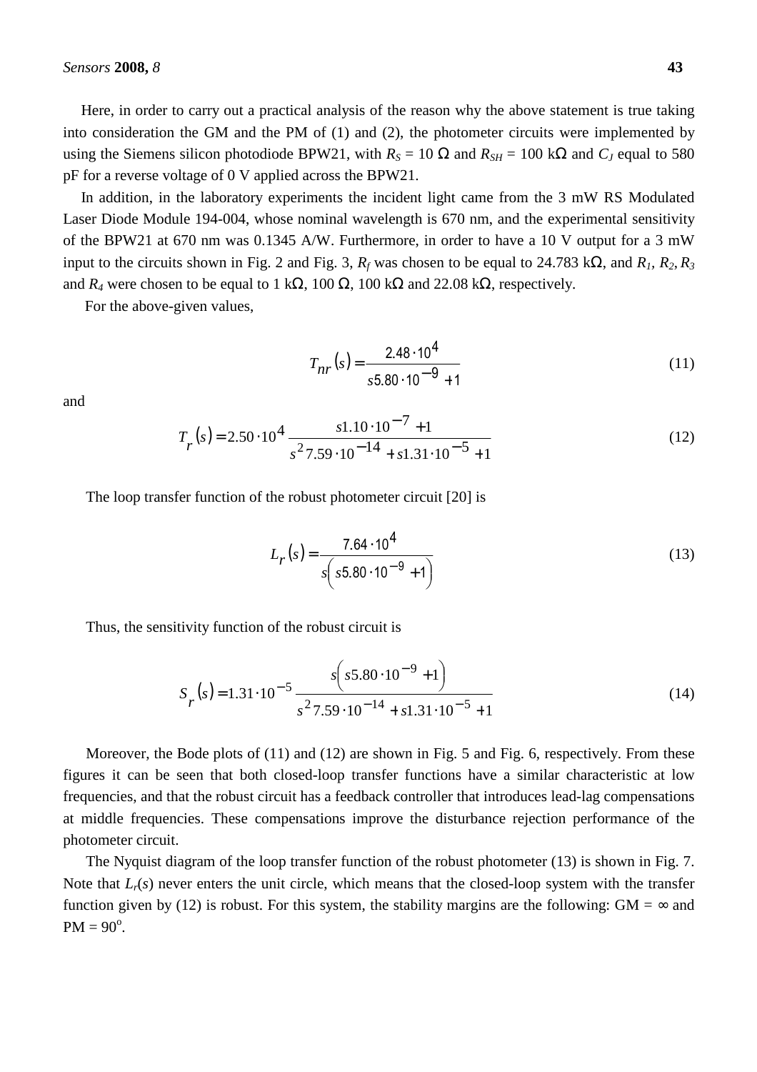Here, in order to carry out a practical analysis of the reason why the above statement is true taking into consideration the GM and the PM of (1) and (2), the photometer circuits were implemented by using the Siemens silicon photodiode BPW21, with $R_S$ = 10 Ω and $R_{SH}$ = 100 kΩ and $C_J$ equal to 580 pF for a reverse voltage of 0 V applied across the BPW21.

In addition, in the laboratory experiments the incident light came from the 3 mW RS Modulated Laser Diode Module 194-004, whose nominal wavelength is 670 nm, and the experimental sensitivity of the BPW21 at 670 nm was 0.1345 A/W. Furthermore, in order to have a 10 V output for a 3 mW input to the circuits shown in Fig. 2 and Fig. 3, $R_f$ was chosen to be equal to 24.783 kΩ, and $R_1$, $R_2$, $R_3$ and $R_4$ were chosen to be equal to 1 kΩ, 100 Ω, 100 kΩ and 22.08 kΩ, respectively.

For the above-given values,

$$T_{nr}(s) = \frac{2.48 \cdot 10^{4}}{s5.80 \cdot 10^{-9} + 1} \tag{11}$$

and

$$T_r(s) = 2.50 \cdot 10^{4} \frac{s1.10 \cdot 10^{-7} + 1}{s^2 7.59 \cdot 10^{-14} + s1.31 \cdot 10^{-5} + 1} \tag{12}$$

The loop transfer function of the robust photometer circuit [20] is

$$L_r(s) = \frac{7.64 \cdot 10^{4}}{s\left(s5.80 \cdot 10^{-9} + 1\right)} \tag{13}$$

Thus, the sensitivity function of the robust circuit is

$$S_r(s) = 1.31 \cdot 10^{-5} \frac{s\left(s5.80 \cdot 10^{-9} + 1\right)}{s^2 7.59 \cdot 10^{-14} + s1.31 \cdot 10^{-5} + 1} \tag{14}$$

Moreover, the Bode plots of (11) and (12) are shown in Fig. 5 and Fig. 6, respectively. From these figures it can be seen that both closed-loop transfer functions have a similar characteristic at low frequencies, and that the robust circuit has a feedback controller that introduces lead-lag compensations at middle frequencies. These compensations improve the disturbance rejection performance of the photometer circuit.

The Nyquist diagram of the loop transfer function of the robust photometer (13) is shown in Fig. 7. Note that $L_r(s)$ never enters the unit circle, which means that the closed-loop system with the transfer function given by (12) is robust. For this system, the stability margins are the following: GM = ∞ and PM = 90°.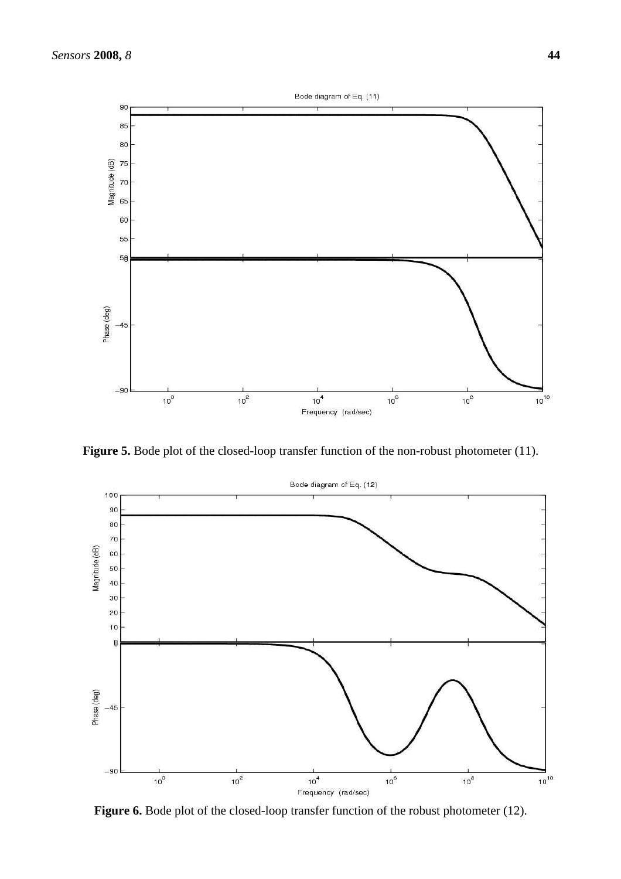**Figure 5.** Bode plot of the closed-loop transfer function of the non-robust photometer (11).

**Figure 6.** Bode plot of the closed-loop transfer function of the robust photometer (12).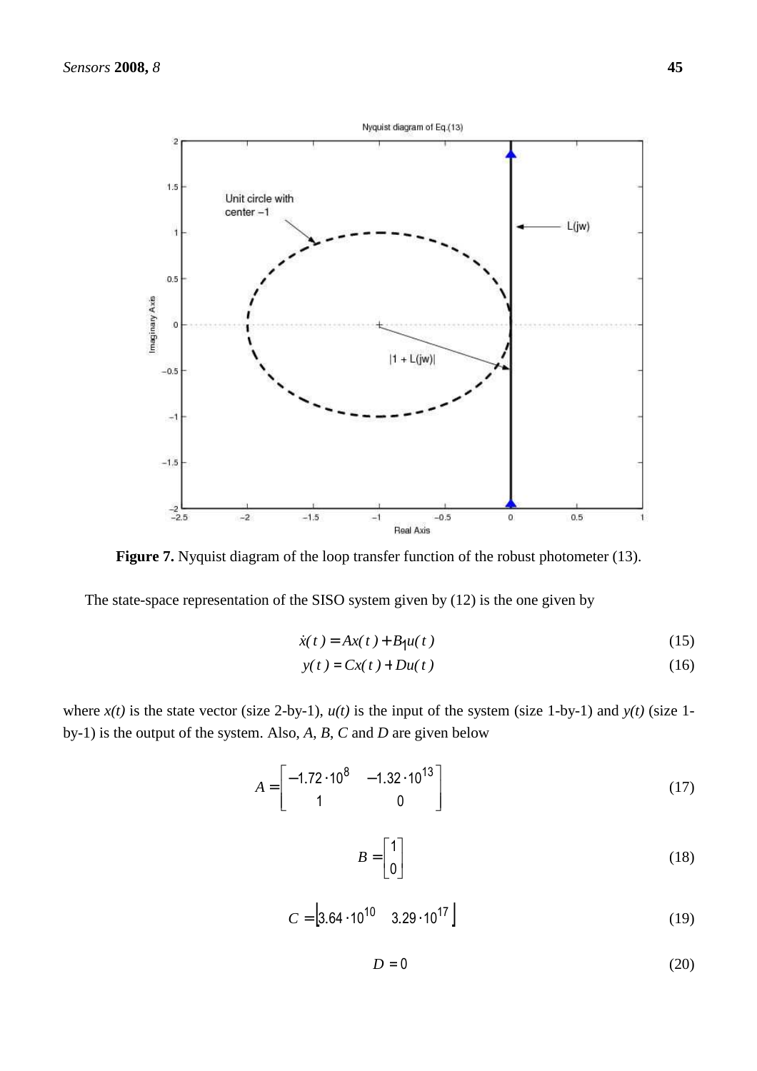**Figure 7.** Nyquist diagram of the loop transfer function of the robust photometer (13).

The state-space representation of the SISO system given by (12) is the one given by

$$\dot{x}(t) = Ax(t) + B_1 u(t) \tag{15}$$

$$y(t) = Cx(t) + Du(t) \tag{16}$$

where *x(t)* is the state vector (size 2-by-1), *u(t)* is the input of the system (size 1-by-1) and *y(t)* (size 1-by-1) is the output of the system. Also, *A*, *B*, *C* and *D* are given below

$$A = \begin{bmatrix} -1.72 \cdot 10^{8} & -1.32 \cdot 10^{13} \\ 1 & 0 \end{bmatrix} \tag{17}$$

$$B = \begin{bmatrix} 1 \\ 0 \end{bmatrix} \tag{18}$$

$$C = \begin{bmatrix} 3.64 \cdot 10^{10} & 3.29 \cdot 10^{17} \end{bmatrix} \tag{19}$$

$$D = 0 \tag{20}$$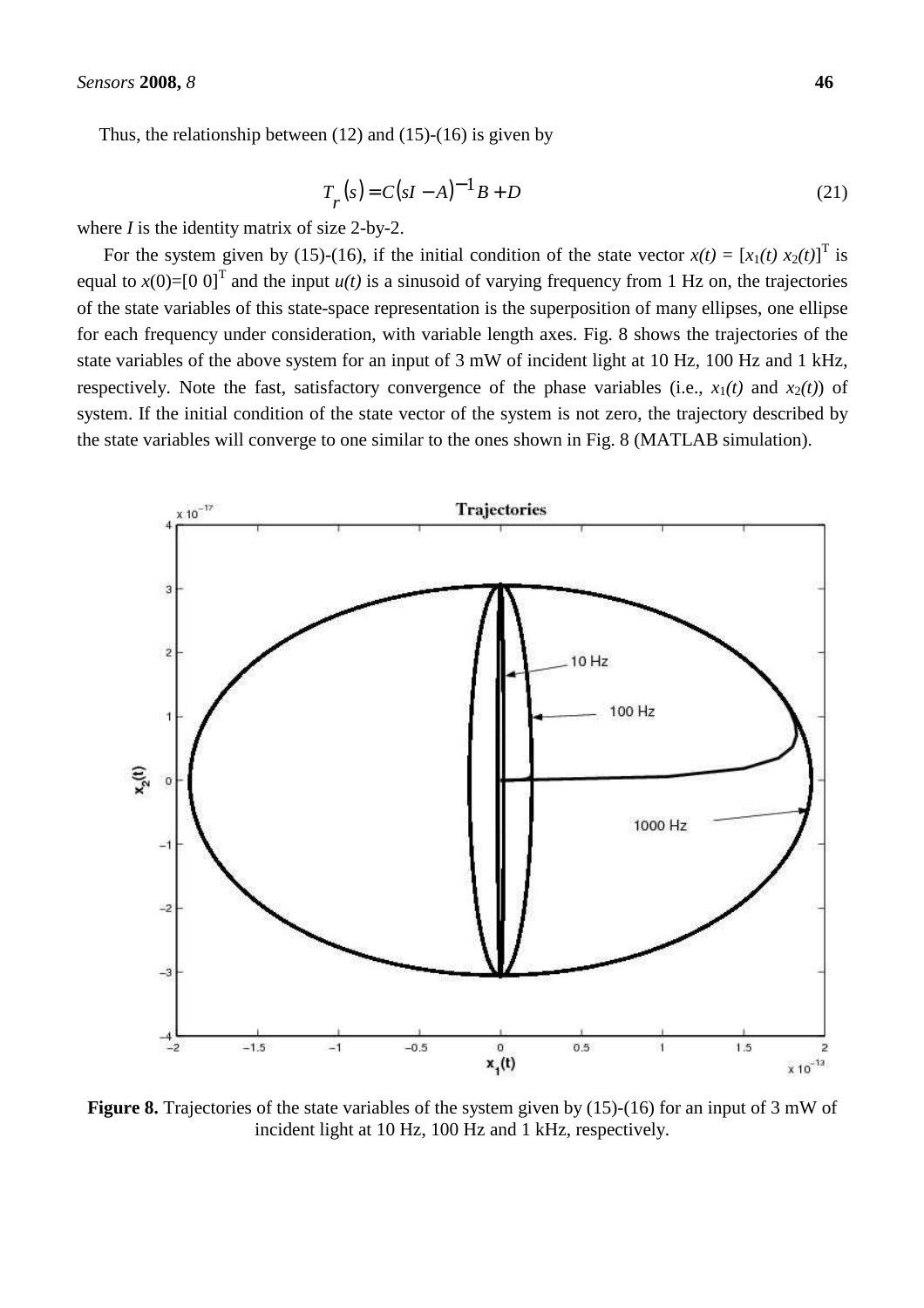Thus, the relationship between (12) and (15)-(16) is given by

$$T_r(s) = C(sI - A)^{-1}B + D \tag{21}$$

where $I$ is the identity matrix of size 2-by-2.

For the system given by (15)-(16), if the initial condition of the state vector $x(t) = [x_1(t)\ x_2(t)]^T$ is equal to $x(0)=[0\ 0]^T$ and the input $u(t)$ is a sinusoid of varying frequency from 1 Hz on, the trajectories of the state variables of this state-space representation is the superposition of many ellipses, one ellipse for each frequency under consideration, with variable length axes. Fig. 8 shows the trajectories of the state variables of the above system for an input of 3 mW of incident light at 10 Hz, 100 Hz and 1 kHz, respectively. Note the fast, satisfactory convergence of the phase variables (i.e., $x_1(t)$ and $x_2(t)$) of system. If the initial condition of the state vector of the system is not zero, the trajectory described by the state variables will converge to one similar to the ones shown in Fig. 8 (MATLAB simulation).

**Figure 8.** Trajectories of the state variables of the system given by (15)-(16) for an input of 3 mW of incident light at 10 Hz, 100 Hz and 1 kHz, respectively.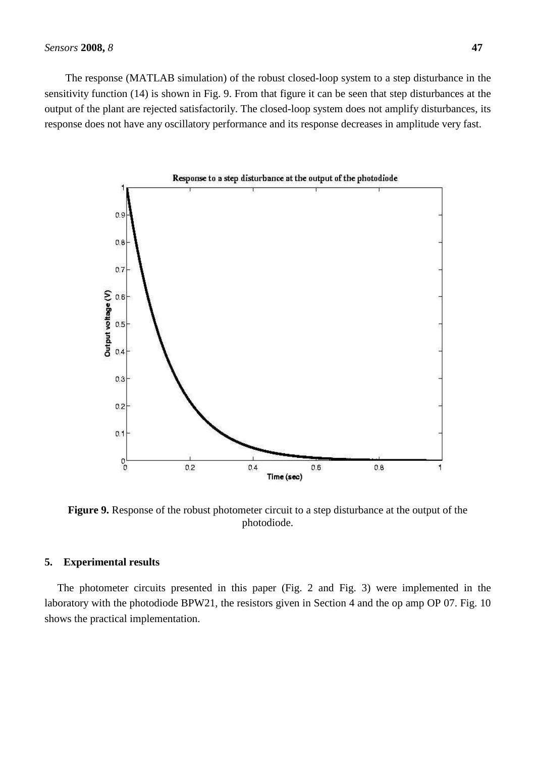The response (MATLAB simulation) of the robust closed-loop system to a step disturbance in the sensitivity function (14) is shown in Fig. 9. From that figure it can be seen that step disturbances at the output of the plant are rejected satisfactorily. The closed-loop system does not amplify disturbances, its response does not have any oscillatory performance and its response decreases in amplitude very fast.

**Figure 9.** Response of the robust photometer circuit to a step disturbance at the output of the photodiode.

## 5. Experimental results

The photometer circuits presented in this paper (Fig. 2 and Fig. 3) were implemented in the laboratory with the photodiode BPW21, the resistors given in Section 4 and the op amp OP 07. Fig. 10 shows the practical implementation.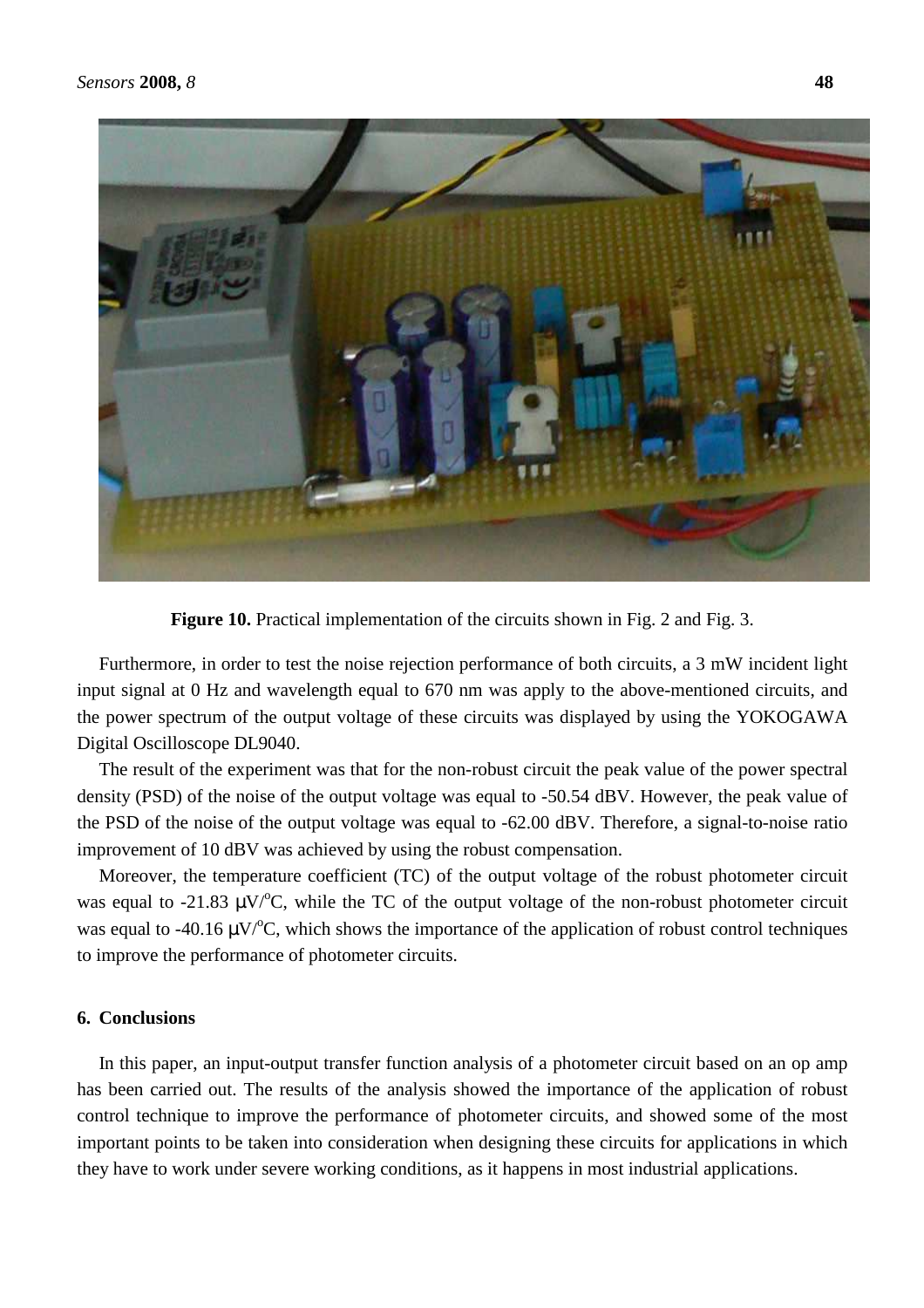**Figure 10.** Practical implementation of the circuits shown in Fig. 2 and Fig. 3.

Furthermore, in order to test the noise rejection performance of both circuits, a 3 mW incident light input signal at 0 Hz and wavelength equal to 670 nm was apply to the above-mentioned circuits, and the power spectrum of the output voltage of these circuits was displayed by using the YOKOGAWA Digital Oscilloscope DL9040.

The result of the experiment was that for the non-robust circuit the peak value of the power spectral density (PSD) of the noise of the output voltage was equal to -50.54 dBV. However, the peak value of the PSD of the noise of the output voltage was equal to -62.00 dBV. Therefore, a signal-to-noise ratio improvement of 10 dBV was achieved by using the robust compensation.

Moreover, the temperature coefficient (TC) of the output voltage of the robust photometer circuit was equal to -21.83 μV/$^{o}$C, while the TC of the output voltage of the non-robust photometer circuit was equal to -40.16 μV/$^{o}$C, which shows the importance of the application of robust control techniques to improve the performance of photometer circuits.

## 6. Conclusions

In this paper, an input-output transfer function analysis of a photometer circuit based on an op amp has been carried out. The results of the analysis showed the importance of the application of robust control technique to improve the performance of photometer circuits, and showed some of the most important points to be taken into consideration when designing these circuits for applications in which they have to work under severe working conditions, as it happens in most industrial applications.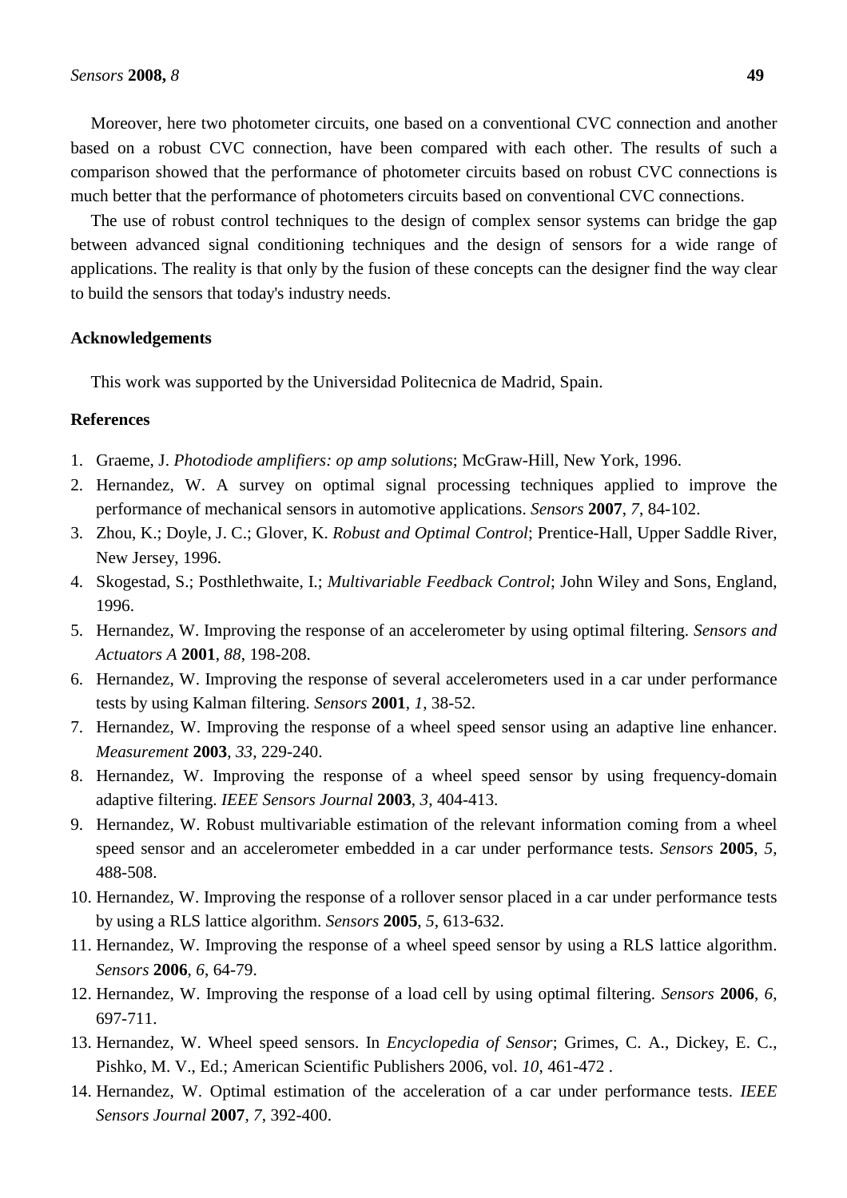Moreover, here two photometer circuits, one based on a conventional CVC connection and another based on a robust CVC connection, have been compared with each other. The results of such a comparison showed that the performance of photometer circuits based on robust CVC connections is much better that the performance of photometers circuits based on conventional CVC connections.

The use of robust control techniques to the design of complex sensor systems can bridge the gap between advanced signal conditioning techniques and the design of sensors for a wide range of applications. The reality is that only by the fusion of these concepts can the designer find the way clear to build the sensors that today's industry needs.

## Acknowledgements

This work was supported by the Universidad Politecnica de Madrid, Spain.

## References

1. Graeme, J. *Photodiode amplifiers: op amp solutions*; McGraw-Hill, New York, 1996.
2. Hernandez, W. A survey on optimal signal processing techniques applied to improve the performance of mechanical sensors in automotive applications. *Sensors* **2007**, *7*, 84-102.
3. Zhou, K.; Doyle, J. C.; Glover, K. *Robust and Optimal Control*; Prentice-Hall, Upper Saddle River, New Jersey, 1996.
4. Skogestad, S.; Posthlethwaite, I.; *Multivariable Feedback Control*; John Wiley and Sons, England, 1996.
5. Hernandez, W. Improving the response of an accelerometer by using optimal filtering. *Sensors and Actuators A* **2001**, *88*, 198-208.
6. Hernandez, W. Improving the response of several accelerometers used in a car under performance tests by using Kalman filtering. *Sensors* **2001**, *1*, 38-52.
7. Hernandez, W. Improving the response of a wheel speed sensor using an adaptive line enhancer. *Measurement* **2003**, *33*, 229-240.
8. Hernandez, W. Improving the response of a wheel speed sensor by using frequency-domain adaptive filtering. *IEEE Sensors Journal* **2003**, *3*, 404-413.
9. Hernandez, W. Robust multivariable estimation of the relevant information coming from a wheel speed sensor and an accelerometer embedded in a car under performance tests. *Sensors* **2005**, *5*, 488-508.
10. Hernandez, W. Improving the response of a rollover sensor placed in a car under performance tests by using a RLS lattice algorithm. *Sensors* **2005**, *5*, 613-632.
11. Hernandez, W. Improving the response of a wheel speed sensor by using a RLS lattice algorithm. *Sensors* **2006**, *6*, 64-79.
12. Hernandez, W. Improving the response of a load cell by using optimal filtering. *Sensors* **2006**, *6*, 697-711.
13. Hernandez, W. Wheel speed sensors. In *Encyclopedia of Sensor*; Grimes, C. A., Dickey, E. C., Pishko, M. V., Ed.; American Scientific Publishers 2006, vol. *10*, 461-472 .
14. Hernandez, W. Optimal estimation of the acceleration of a car under performance tests. *IEEE Sensors Journal* **2007**, *7*, 392-400.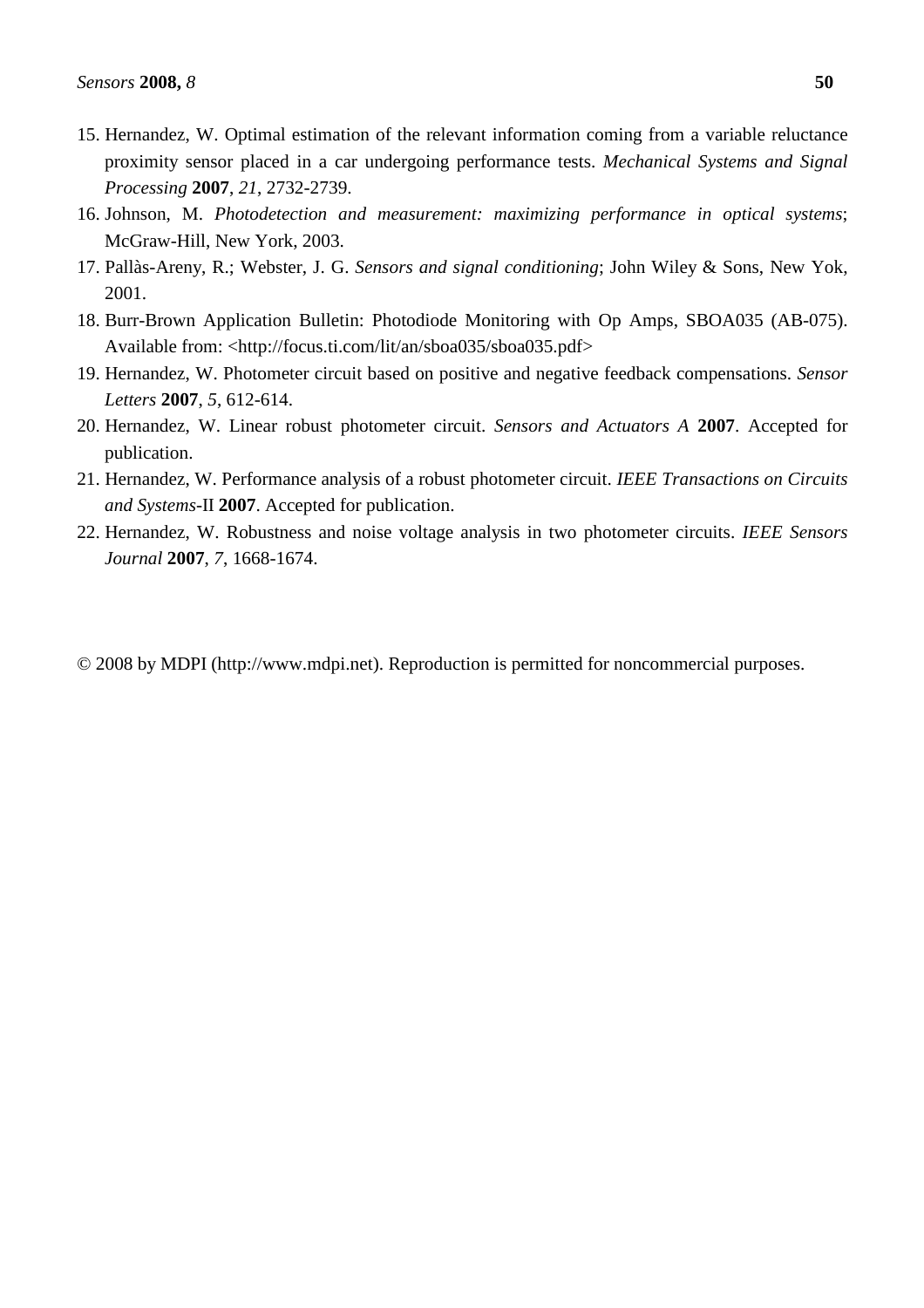15. Hernandez, W. Optimal estimation of the relevant information coming from a variable reluctance proximity sensor placed in a car undergoing performance tests. *Mechanical Systems and Signal Processing* **2007**, *21*, 2732-2739.
16. Johnson, M. *Photodetection and measurement: maximizing performance in optical systems*; McGraw-Hill, New York, 2003.
17. Pallàs-Areny, R.; Webster, J. G. *Sensors and signal conditioning*; John Wiley & Sons, New Yok, 2001.
18. Burr-Brown Application Bulletin: Photodiode Monitoring with Op Amps, SBOA035 (AB-075). Available from: <http://focus.ti.com/lit/an/sboa035/sboa035.pdf>
19. Hernandez, W. Photometer circuit based on positive and negative feedback compensations. *Sensor Letters* **2007**, *5*, 612-614.
20. Hernandez, W. Linear robust photometer circuit. *Sensors and Actuators A* **2007**. Accepted for publication.
21. Hernandez, W. Performance analysis of a robust photometer circuit. *IEEE Transactions on Circuits and Systems*-II **2007**. Accepted for publication.
22. Hernandez, W. Robustness and noise voltage analysis in two photometer circuits. *IEEE Sensors Journal* **2007**, *7*, 1668-1674.

© 2008 by MDPI (http://www.mdpi.net). Reproduction is permitted for noncommercial purposes.